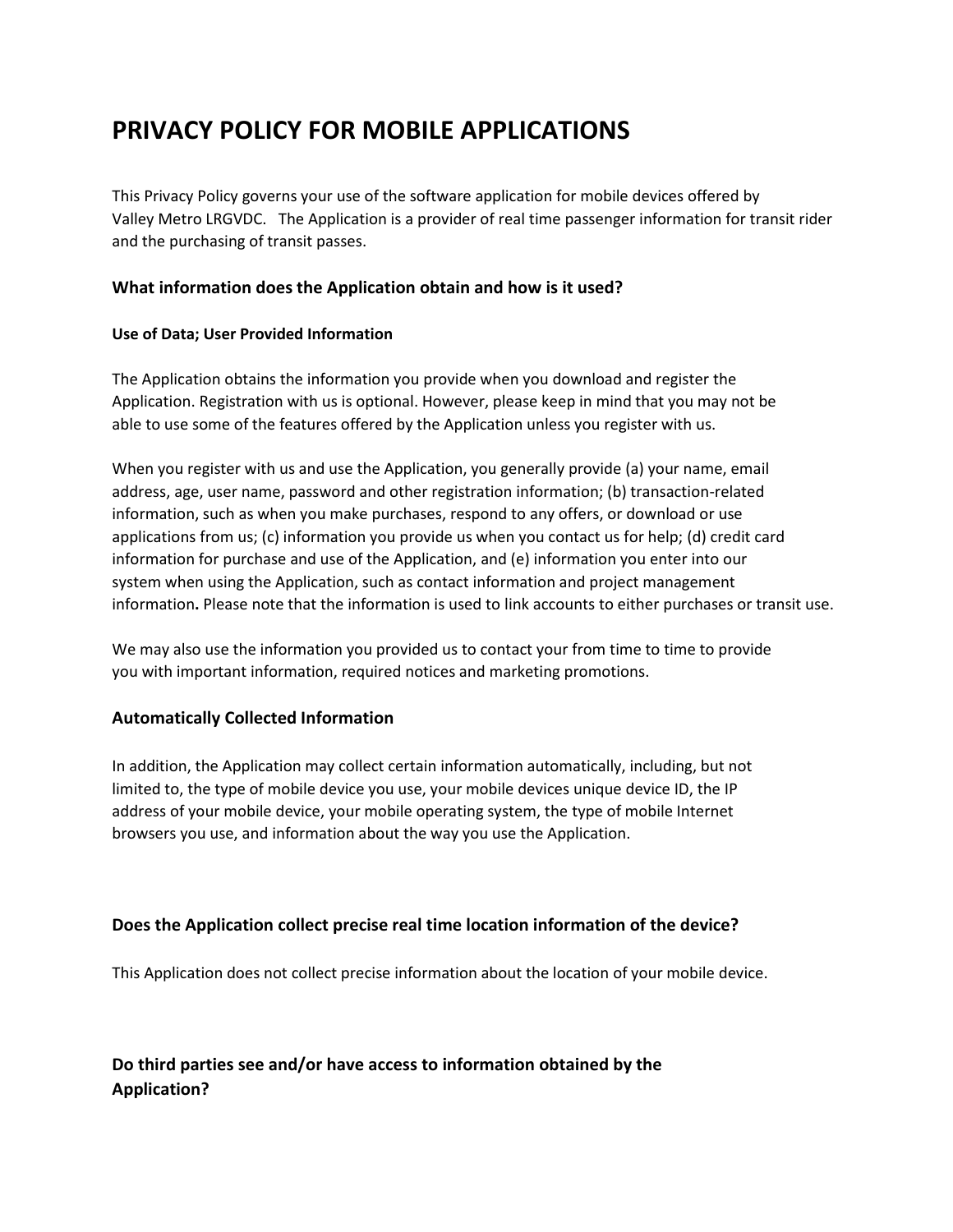# PRIVACY POLICY FOR MOBILE APPLICATIONS

This Privacy Policy governs your use of the software application for mobile devices offered by Valley Metro LRGVDC. The Application is a provider of real time passenger information for transit rider and the purchasing of transit passes.

### What information does the Application obtain and how is it used?

#### Use of Data; User Provided Information

The Application obtains the information you provide when you download and register the Application. Registration with us is optional. However, please keep in mind that you may not be able to use some of the features offered by the Application unless you register with us.

When you register with us and use the Application, you generally provide (a) your name, email address, age, user name, password and other registration information; (b) transaction-related information, such as when you make purchases, respond to any offers, or download or use applications from us; (c) information you provide us when you contact us for help; (d) credit card information for purchase and use of the Application, and (e) information you enter into our system when using the Application, such as contact information and project management information**.** Please note that the information is used to link accounts to either purchases or transit use.

We may also use the information you provided us to contact your from time to time to provide you with important information, required notices and marketing promotions.

### Automatically Collected Information

In addition, the Application may collect certain information automatically, including, but not limited to, the type of mobile device you use, your mobile devices unique device ID, the IP address of your mobile device, your mobile operating system, the type of mobile Internet browsers you use, and information about the way you use the Application.

### Does the Application collect precise real time location information of the device?

This Application does not collect precise information about the location of your mobile device.

### Do third parties see and/or have access to information obtained by the Application?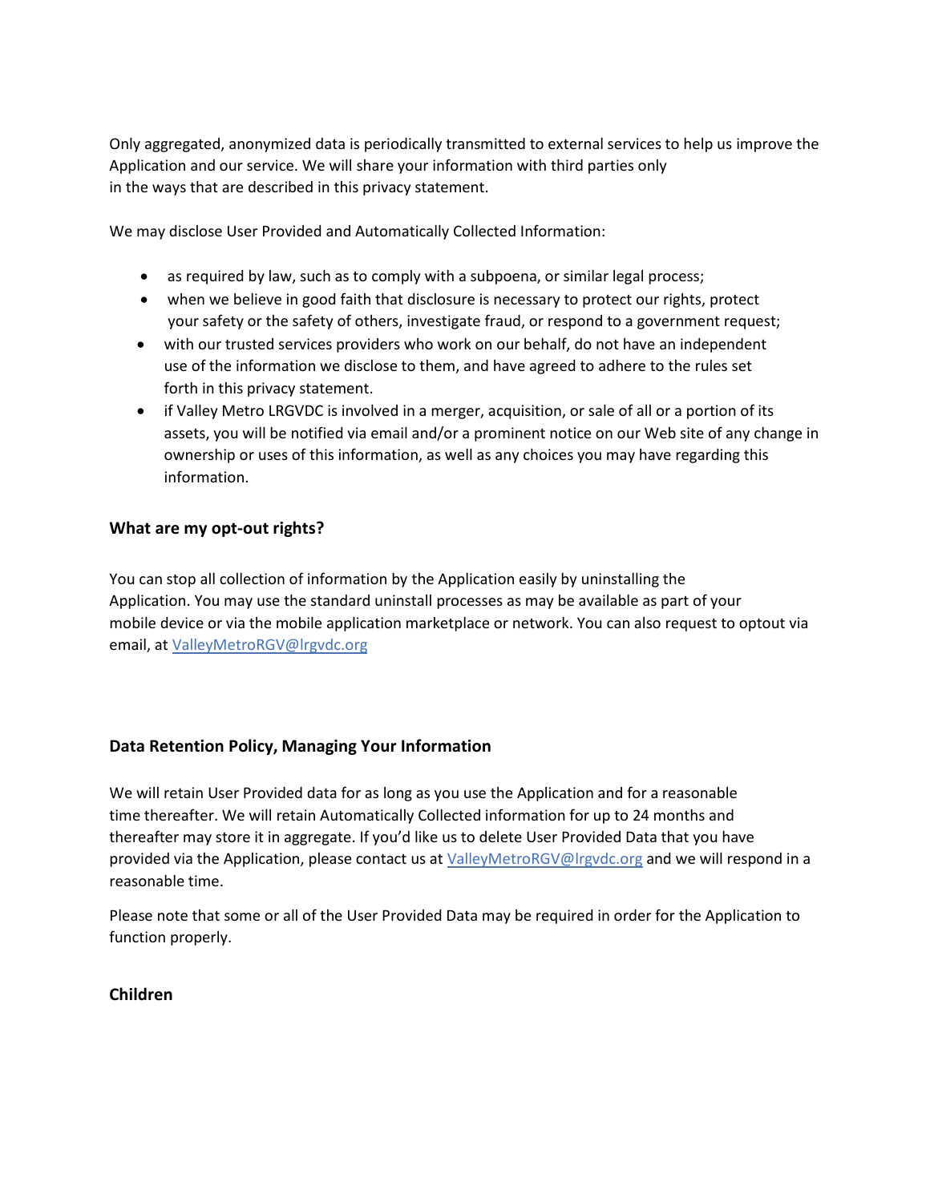Only aggregated, anonymized data is periodically transmitted to external services to help us improve the Application and our service. We will share your information with third parties only in the ways that are described in this privacy statement.

We may disclose User Provided and Automatically Collected Information:

- as required by law, such as to comply with a subpoena, or similar legal process;
- when we believe in good faith that disclosure is necessary to protect our rights, protect your safety or the safety of others, investigate fraud, or respond to a government request;
- with our trusted services providers who work on our behalf, do not have an independent use of the information we disclose to them, and have agreed to adhere to the rules set forth in this privacy statement.
- if Valley Metro LRGVDC is involved in a merger, acquisition, or sale of all or a portion of its assets, you will be notified via email and/or a prominent notice on our Web site of any change in ownership or uses of this information, as well as any choices you may have regarding this information.

### What are my opt-out rights?

You can stop all collection of information by the Application easily by uninstalling the Application. You may use the standard uninstall processes as may be available as part of your mobile device or via the mobile application marketplace or network. You can also request to optout via email, at ValleyMetroRGV@lrgvdc.org

### Data Retention Policy, Managing Your Information

We will retain User Provided data for as long as you use the Application and for a reasonable time thereafter. We will retain Automatically Collected information for up to 24 months and thereafter may store it in aggregate. If you'd like us to delete User Provided Data that you have provided via the Application, please contact us at ValleyMetroRGV@lrgvdc.org and we will respond in a reasonable time.

Please note that some or all of the User Provided Data may be required in order for the Application to function properly.

### Children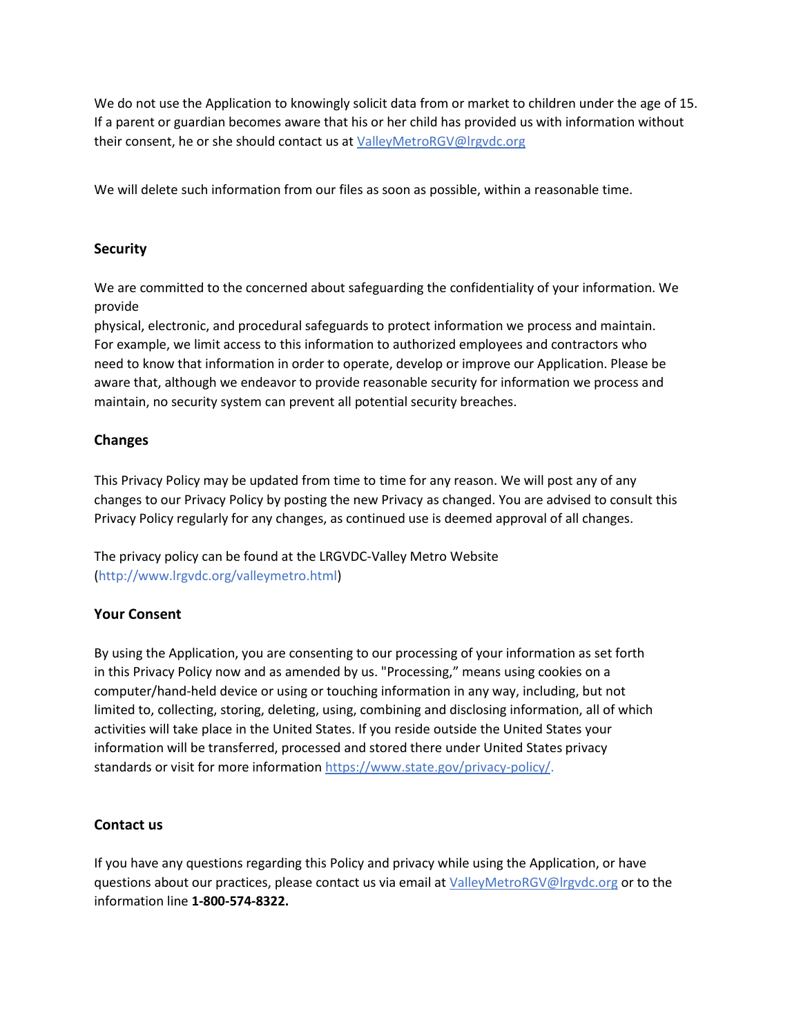We do not use the Application to knowingly solicit data from or market to children under the age of 15. If a parent or guardian becomes aware that his or her child has provided us with information without their consent, he or she should contact us at ValleyMetroRGV@lrgvdc.org

We will delete such information from our files as soon as possible, within a reasonable time.

## Security

We are committed to the concerned about safeguarding the confidentiality of your information. We provide
physical, electronic, and procedural safeguards to protect information we process and maintain. For example, we limit access to this information to authorized employees and contractors who need to know that information in order to operate, develop or improve our Application. Please be aware that, although we endeavor to provide reasonable security for information we process and maintain, no security system can prevent all potential security breaches.

## Changes

This Privacy Policy may be updated from time to time for any reason. We will post any of any changes to our Privacy Policy by posting the new Privacy as changed. You are advised to consult this Privacy Policy regularly for any changes, as continued use is deemed approval of all changes.

The privacy policy can be found at the LRGVDC-Valley Metro Website (http://www.lrgvdc.org/valleymetro.html)

## Your Consent

By using the Application, you are consenting to our processing of your information as set forth in this Privacy Policy now and as amended by us. "Processing," means using cookies on a computer/hand-held device or using or touching information in any way, including, but not limited to, collecting, storing, deleting, using, combining and disclosing information, all of which activities will take place in the United States. If you reside outside the United States your information will be transferred, processed and stored there under United States privacy standards or visit for more information https://www.state.gov/privacy-policy/.

## Contact us

If you have any questions regarding this Policy and privacy while using the Application, or have questions about our practices, please contact us via email at ValleyMetroRGV@lrgvdc.org or to the information line **1-800-574-8322.**